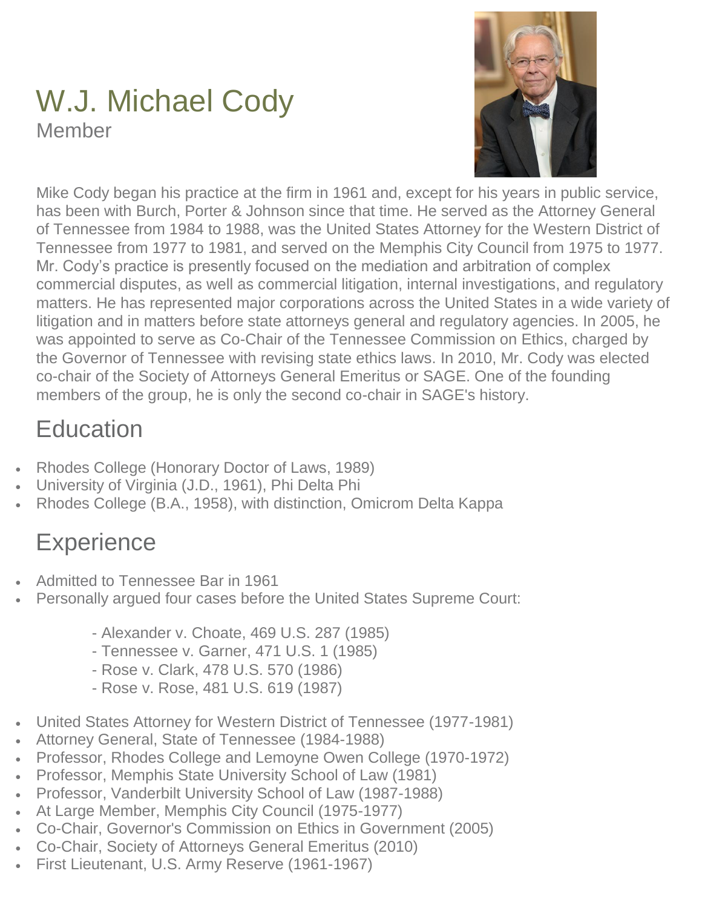# W.J. Michael Cody

Member

Mike Cody began his practice at the firm in 1961 and, except for his years in public service, has been with Burch, Porter & Johnson since that time. He served as the Attorney General of Tennessee from 1984 to 1988, was the United States Attorney for the Western District of Tennessee from 1977 to 1981, and served on the Memphis City Council from 1975 to 1977. Mr. Cody's practice is presently focused on the mediation and arbitration of complex commercial disputes, as well as commercial litigation, internal investigations, and regulatory matters. He has represented major corporations across the United States in a wide variety of litigation and in matters before state attorneys general and regulatory agencies. In 2005, he was appointed to serve as Co-Chair of the Tennessee Commission on Ethics, charged by the Governor of Tennessee with revising state ethics laws. In 2010, Mr. Cody was elected co-chair of the Society of Attorneys General Emeritus or SAGE. One of the founding members of the group, he is only the second co-chair in SAGE's history.

## Education

- Rhodes College (Honorary Doctor of Laws, 1989)
- University of Virginia (J.D., 1961), Phi Delta Phi
- Rhodes College (B.A., 1958), with distinction, Omicrom Delta Kappa

## Experience

- Admitted to Tennessee Bar in 1961
- Personally argued four cases before the United States Supreme Court:
  - Alexander v. Choate, 469 U.S. 287 (1985)
  - Tennessee v. Garner, 471 U.S. 1 (1985)
  - Rose v. Clark, 478 U.S. 570 (1986)
  - Rose v. Rose, 481 U.S. 619 (1987)
- United States Attorney for Western District of Tennessee (1977-1981)
- Attorney General, State of Tennessee (1984-1988)
- Professor, Rhodes College and Lemoyne Owen College (1970-1972)
- Professor, Memphis State University School of Law (1981)
- Professor, Vanderbilt University School of Law (1987-1988)
- At Large Member, Memphis City Council (1975-1977)
- Co-Chair, Governor's Commission on Ethics in Government (2005)
- Co-Chair, Society of Attorneys General Emeritus (2010)
- First Lieutenant, U.S. Army Reserve (1961-1967)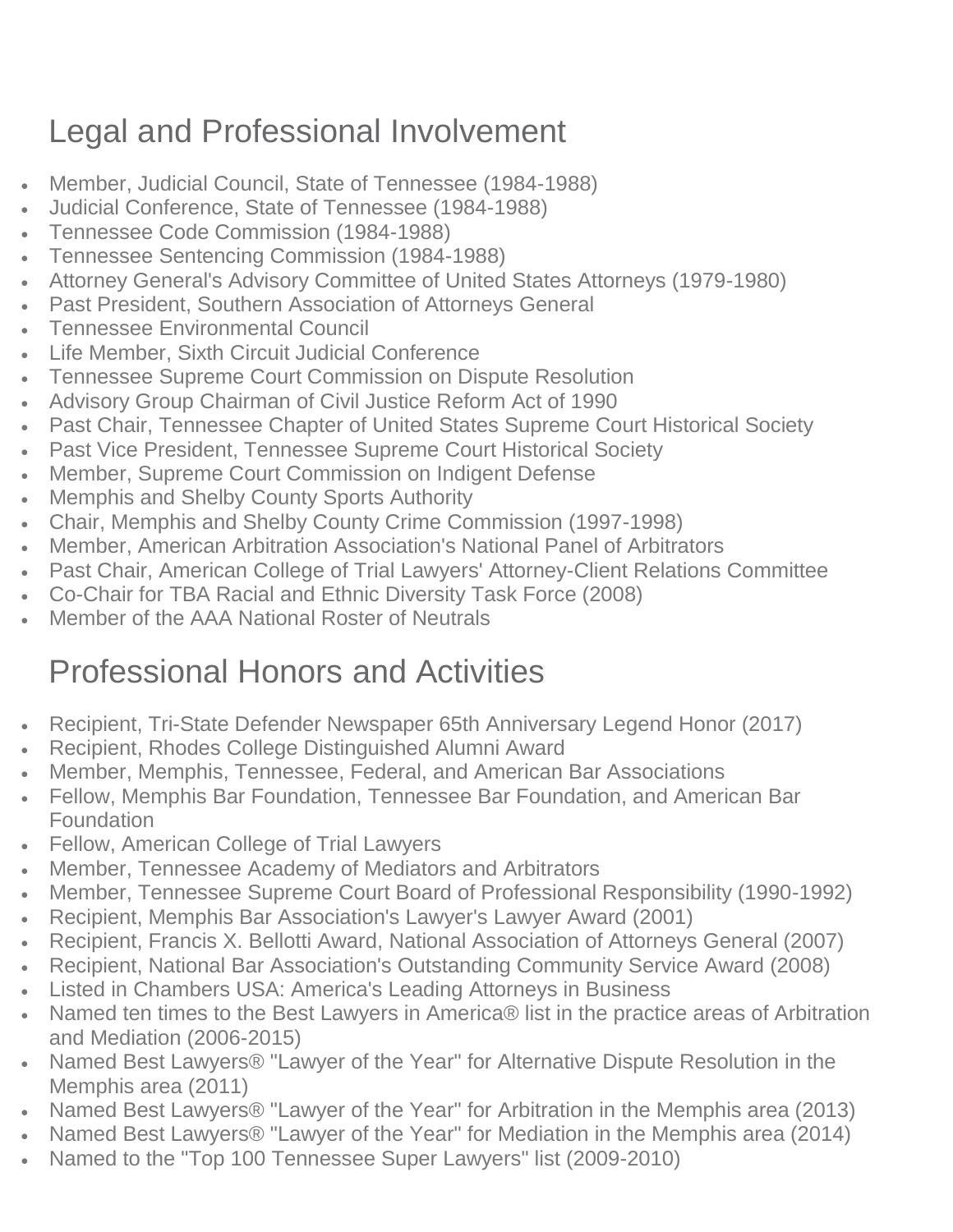## Legal and Professional Involvement

- Member, Judicial Council, State of Tennessee (1984-1988)
- Judicial Conference, State of Tennessee (1984-1988)
- Tennessee Code Commission (1984-1988)
- Tennessee Sentencing Commission (1984-1988)
- Attorney General's Advisory Committee of United States Attorneys (1979-1980)
- Past President, Southern Association of Attorneys General
- Tennessee Environmental Council
- Life Member, Sixth Circuit Judicial Conference
- Tennessee Supreme Court Commission on Dispute Resolution
- Advisory Group Chairman of Civil Justice Reform Act of 1990
- Past Chair, Tennessee Chapter of United States Supreme Court Historical Society
- Past Vice President, Tennessee Supreme Court Historical Society
- Member, Supreme Court Commission on Indigent Defense
- Memphis and Shelby County Sports Authority
- Chair, Memphis and Shelby County Crime Commission (1997-1998)
- Member, American Arbitration Association's National Panel of Arbitrators
- Past Chair, American College of Trial Lawyers' Attorney-Client Relations Committee
- Co-Chair for TBA Racial and Ethnic Diversity Task Force (2008)
- Member of the AAA National Roster of Neutrals

## Professional Honors and Activities

- Recipient, Tri-State Defender Newspaper 65th Anniversary Legend Honor (2017)
- Recipient, Rhodes College Distinguished Alumni Award
- Member, Memphis, Tennessee, Federal, and American Bar Associations
- Fellow, Memphis Bar Foundation, Tennessee Bar Foundation, and American Bar Foundation
- Fellow, American College of Trial Lawyers
- Member, Tennessee Academy of Mediators and Arbitrators
- Member, Tennessee Supreme Court Board of Professional Responsibility (1990-1992)
- Recipient, Memphis Bar Association's Lawyer's Lawyer Award (2001)
- Recipient, Francis X. Bellotti Award, National Association of Attorneys General (2007)
- Recipient, National Bar Association's Outstanding Community Service Award (2008)
- Listed in Chambers USA: America's Leading Attorneys in Business
- Named ten times to the Best Lawyers in America® list in the practice areas of Arbitration and Mediation (2006-2015)
- Named Best Lawyers® "Lawyer of the Year" for Alternative Dispute Resolution in the Memphis area (2011)
- Named Best Lawyers® "Lawyer of the Year" for Arbitration in the Memphis area (2013)
- Named Best Lawyers® "Lawyer of the Year" for Mediation in the Memphis area (2014)
- Named to the "Top 100 Tennessee Super Lawyers" list (2009-2010)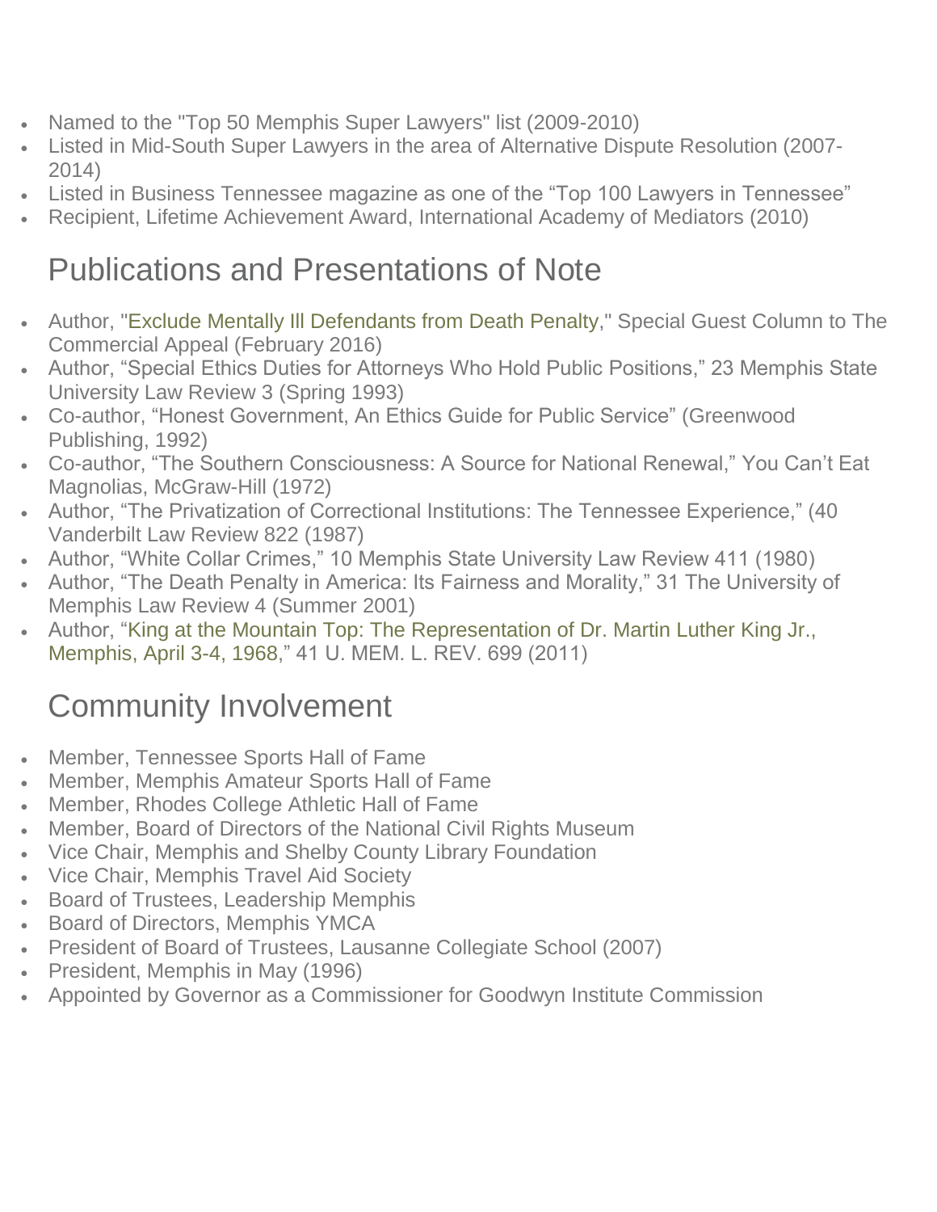- Named to the "Top 50 Memphis Super Lawyers" list (2009-2010)
- Listed in Mid-South Super Lawyers in the area of Alternative Dispute Resolution (2007-2014)
- Listed in Business Tennessee magazine as one of the "Top 100 Lawyers in Tennessee"
- Recipient, Lifetime Achievement Award, International Academy of Mediators (2010)

## Publications and Presentations of Note

- Author, "Exclude Mentally Ill Defendants from Death Penalty," Special Guest Column to The Commercial Appeal (February 2016)
- Author, "Special Ethics Duties for Attorneys Who Hold Public Positions," 23 Memphis State University Law Review 3 (Spring 1993)
- Co-author, "Honest Government, An Ethics Guide for Public Service" (Greenwood Publishing, 1992)
- Co-author, "The Southern Consciousness: A Source for National Renewal," You Can't Eat Magnolias, McGraw-Hill (1972)
- Author, "The Privatization of Correctional Institutions: The Tennessee Experience," (40 Vanderbilt Law Review 822 (1987)
- Author, "White Collar Crimes," 10 Memphis State University Law Review 411 (1980)
- Author, "The Death Penalty in America: Its Fairness and Morality," 31 The University of Memphis Law Review 4 (Summer 2001)
- Author, "King at the Mountain Top: The Representation of Dr. Martin Luther King Jr., Memphis, April 3-4, 1968," 41 U. MEM. L. REV. 699 (2011)

## Community Involvement

- Member, Tennessee Sports Hall of Fame
- Member, Memphis Amateur Sports Hall of Fame
- Member, Rhodes College Athletic Hall of Fame
- Member, Board of Directors of the National Civil Rights Museum
- Vice Chair, Memphis and Shelby County Library Foundation
- Vice Chair, Memphis Travel Aid Society
- Board of Trustees, Leadership Memphis
- Board of Directors, Memphis YMCA
- President of Board of Trustees, Lausanne Collegiate School (2007)
- President, Memphis in May (1996)
- Appointed by Governor as a Commissioner for Goodwyn Institute Commission